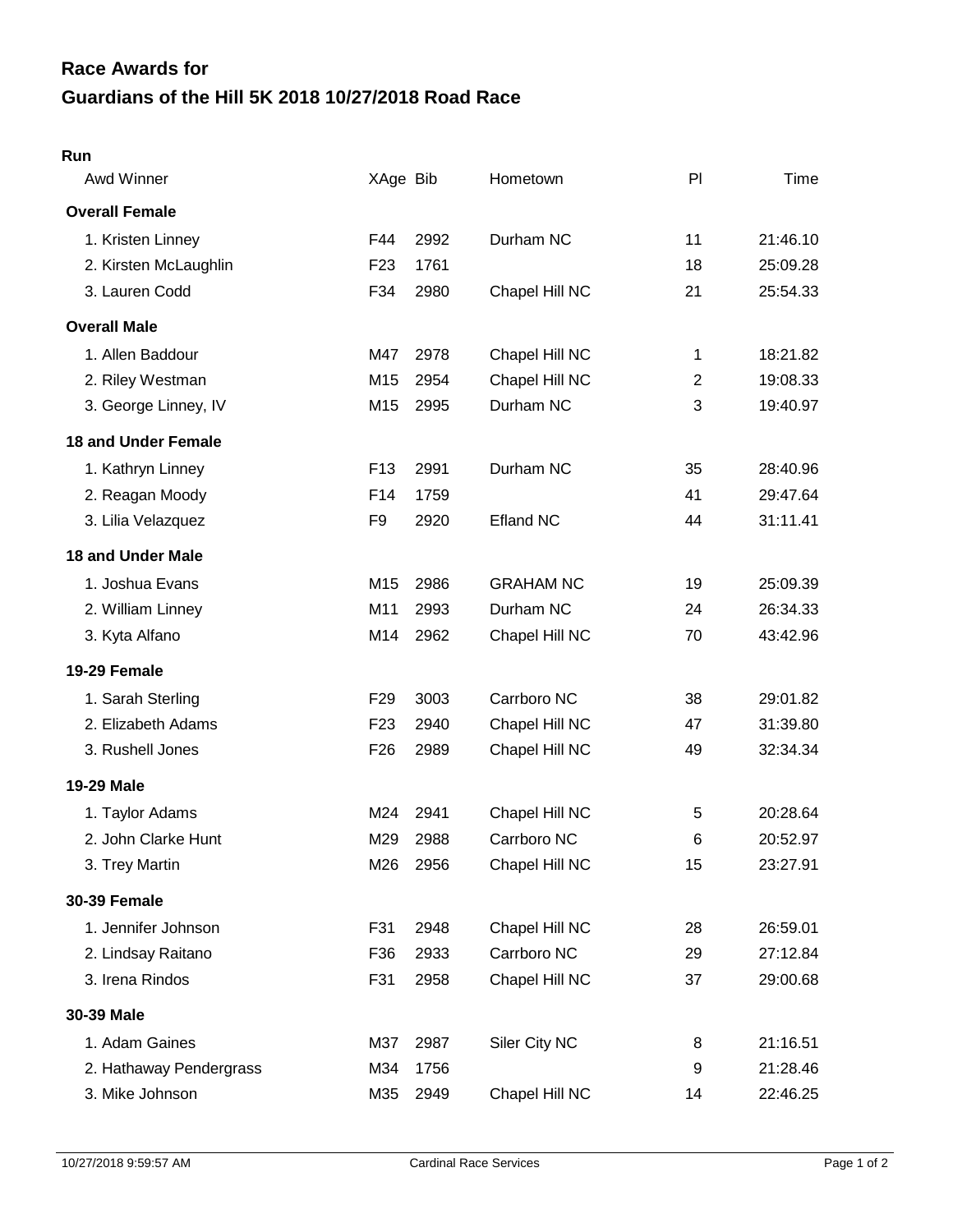# Race Awards for
# Guardians of the Hill 5K 2018 10/27/2018 Road Race

**Run**

| Awd Winner | XAge | Bib | Hometown | Pl | Time |
|---|---|---|---|---|---|
| **Overall Female** | | | | | |
| 1. Kristen Linney | F44 | 2992 | Durham NC | 11 | 21:46.10 |
| 2. Kirsten McLaughlin | F23 | 1761 | | 18 | 25:09.28 |
| 3. Lauren Codd | F34 | 2980 | Chapel Hill NC | 21 | 25:54.33 |
| **Overall Male** | | | | | |
| 1. Allen Baddour | M47 | 2978 | Chapel Hill NC | 1 | 18:21.82 |
| 2. Riley Westman | M15 | 2954 | Chapel Hill NC | 2 | 19:08.33 |
| 3. George Linney, IV | M15 | 2995 | Durham NC | 3 | 19:40.97 |
| **18 and Under Female** | | | | | |
| 1. Kathryn Linney | F13 | 2991 | Durham NC | 35 | 28:40.96 |
| 2. Reagan Moody | F14 | 1759 | | 41 | 29:47.64 |
| 3. Lilia Velazquez | F9 | 2920 | Efland NC | 44 | 31:11.41 |
| **18 and Under Male** | | | | | |
| 1. Joshua Evans | M15 | 2986 | GRAHAM NC | 19 | 25:09.39 |
| 2. William Linney | M11 | 2993 | Durham NC | 24 | 26:34.33 |
| 3. Kyta Alfano | M14 | 2962 | Chapel Hill NC | 70 | 43:42.96 |
| **19-29 Female** | | | | | |
| 1. Sarah Sterling | F29 | 3003 | Carrboro NC | 38 | 29:01.82 |
| 2. Elizabeth Adams | F23 | 2940 | Chapel Hill NC | 47 | 31:39.80 |
| 3. Rushell Jones | F26 | 2989 | Chapel Hill NC | 49 | 32:34.34 |
| **19-29 Male** | | | | | |
| 1. Taylor Adams | M24 | 2941 | Chapel Hill NC | 5 | 20:28.64 |
| 2. John Clarke Hunt | M29 | 2988 | Carrboro NC | 6 | 20:52.97 |
| 3. Trey Martin | M26 | 2956 | Chapel Hill NC | 15 | 23:27.91 |
| **30-39 Female** | | | | | |
| 1. Jennifer Johnson | F31 | 2948 | Chapel Hill NC | 28 | 26:59.01 |
| 2. Lindsay Raitano | F36 | 2933 | Carrboro NC | 29 | 27:12.84 |
| 3. Irena Rindos | F31 | 2958 | Chapel Hill NC | 37 | 29:00.68 |
| **30-39 Male** | | | | | |
| 1. Adam Gaines | M37 | 2987 | Siler City NC | 8 | 21:16.51 |
| 2. Hathaway Pendergrass | M34 | 1756 | | 9 | 21:28.46 |
| 3. Mike Johnson | M35 | 2949 | Chapel Hill NC | 14 | 22:46.25 |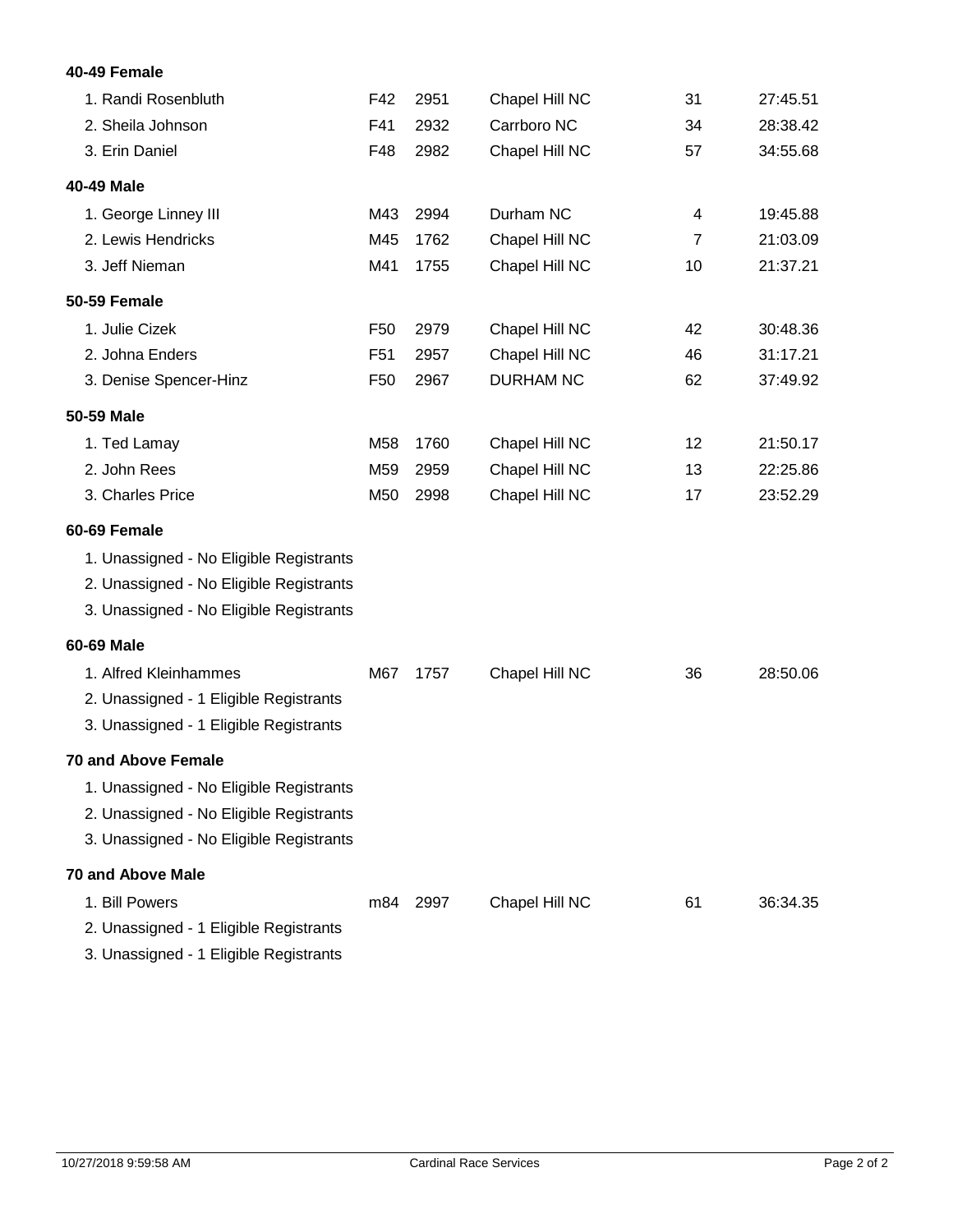**40-49 Female**

| | | | | | |
|---|---|---|---|---|---|
| 1. Randi Rosenbluth | F42 | 2951 | Chapel Hill NC | 31 | 27:45.51 |
| 2. Sheila Johnson | F41 | 2932 | Carrboro NC | 34 | 28:38.42 |
| 3. Erin Daniel | F48 | 2982 | Chapel Hill NC | 57 | 34:55.68 |

**40-49 Male**

| | | | | | |
|---|---|---|---|---|---|
| 1. George Linney III | M43 | 2994 | Durham NC | 4 | 19:45.88 |
| 2. Lewis Hendricks | M45 | 1762 | Chapel Hill NC | 7 | 21:03.09 |
| 3. Jeff Nieman | M41 | 1755 | Chapel Hill NC | 10 | 21:37.21 |

**50-59 Female**

| | | | | | |
|---|---|---|---|---|---|
| 1. Julie Cizek | F50 | 2979 | Chapel Hill NC | 42 | 30:48.36 |
| 2. Johna Enders | F51 | 2957 | Chapel Hill NC | 46 | 31:17.21 |
| 3. Denise Spencer-Hinz | F50 | 2967 | DURHAM NC | 62 | 37:49.92 |

**50-59 Male**

| | | | | | |
|---|---|---|---|---|---|
| 1. Ted Lamay | M58 | 1760 | Chapel Hill NC | 12 | 21:50.17 |
| 2. John Rees | M59 | 2959 | Chapel Hill NC | 13 | 22:25.86 |
| 3. Charles Price | M50 | 2998 | Chapel Hill NC | 17 | 23:52.29 |

**60-69 Female**

1. Unassigned - No Eligible Registrants
2. Unassigned - No Eligible Registrants
3. Unassigned - No Eligible Registrants

**60-69 Male**

| | | | | | |
|---|---|---|---|---|---|
| 1. Alfred Kleinhammes | M67 | 1757 | Chapel Hill NC | 36 | 28:50.06 |
| 2. Unassigned - 1 Eligible Registrants | | | | | |
| 3. Unassigned - 1 Eligible Registrants | | | | | |

**70 and Above Female**

1. Unassigned - No Eligible Registrants
2. Unassigned - No Eligible Registrants
3. Unassigned - No Eligible Registrants

**70 and Above Male**

| | | | | | |
|---|---|---|---|---|---|
| 1. Bill Powers | m84 | 2997 | Chapel Hill NC | 61 | 36:34.35 |
| 2. Unassigned - 1 Eligible Registrants | | | | | |
| 3. Unassigned - 1 Eligible Registrants | | | | | |

10/27/2018 9:59:58 AM Cardinal Race Services